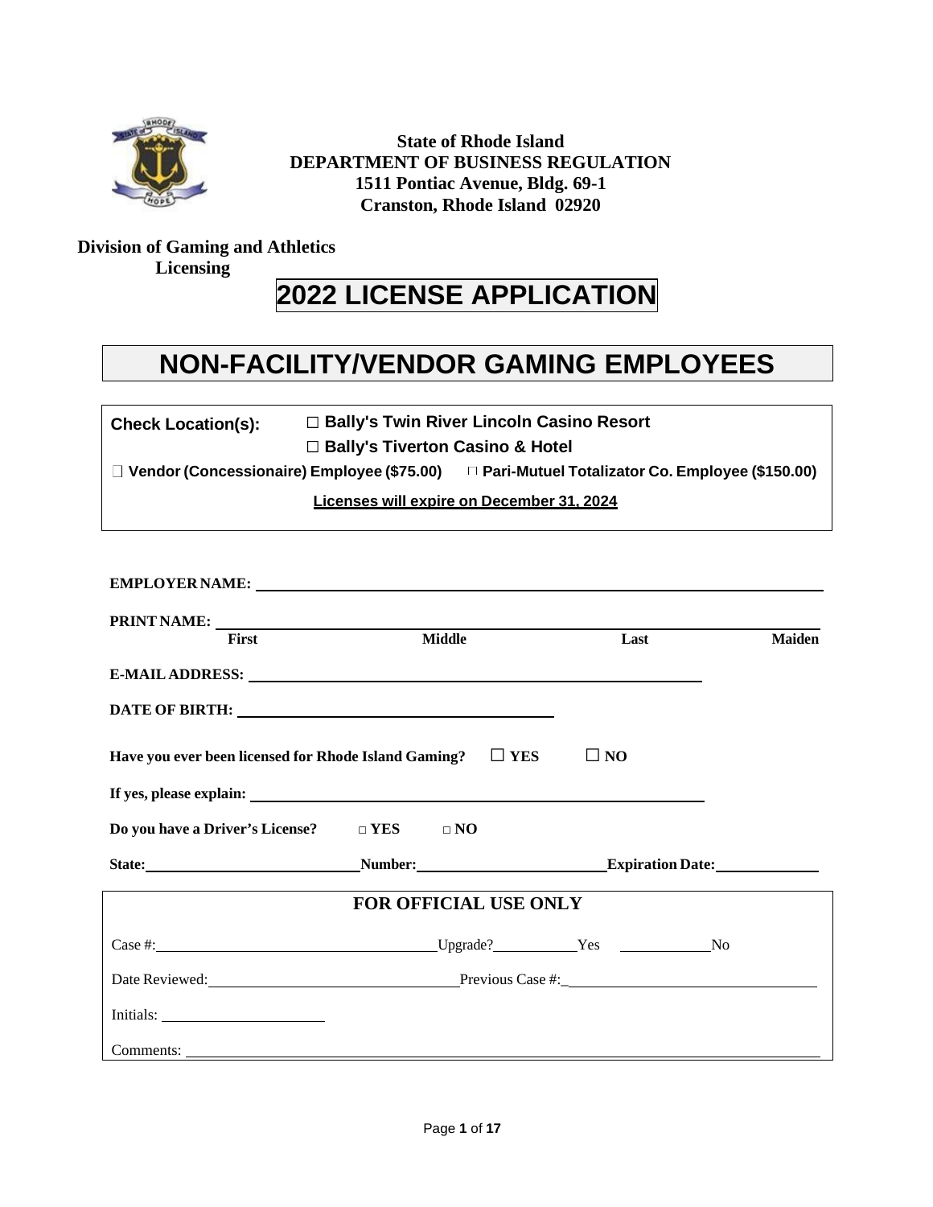**State of Rhode Island**
**DEPARTMENT OF BUSINESS REGULATION**
**1511 Pontiac Avenue, Bldg. 69-1**
**Cranston, Rhode Island 02920**

**Division of Gaming and Athletics Licensing**

# 2022 LICENSE APPLICATION

# NON-FACILITY/VENDOR GAMING EMPLOYEES

**Check Location(s):** ☐ **Bally's Twin River Lincoln Casino Resort**
☐ **Bally's Tiverton Casino & Hotel**

☐ **Vendor (Concessionaire) Employee ($75.00)** ☐ **Pari-Mutuel Totalizator Co. Employee ($150.00)**

**Licenses will expire on December 31, 2024**

**EMPLOYER NAME:** ______________________________________________

**PRINT NAME:** ______________________________________________
**First** **Middle** **Last** **Maiden**

**E-MAIL ADDRESS:** ______________________________________________

**DATE OF BIRTH:** ______________________________________________

**Have you ever been licensed for Rhode Island Gaming?** ☐ **YES** ☐ **NO**

**If yes, please explain:** ______________________________________________

**Do you have a Driver's License?** ☐ **YES** ☐ **NO**

**State:** ______________ **Number:** ______________ **Expiration Date:** ______________

**FOR OFFICIAL USE ONLY**

Case #: ______________ Upgrade? ________ Yes ________ No

Date Reviewed: ______________ Previous Case #: ______________

Initials: ______________

Comments: ______________________________________________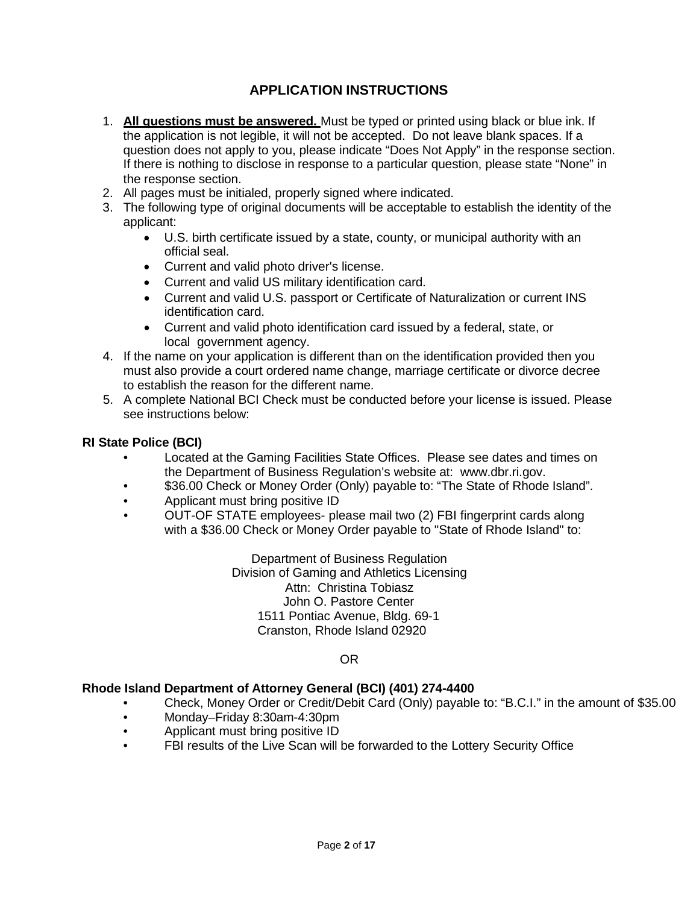## APPLICATION INSTRUCTIONS

1. **<u>All questions must be answered.</u>** Must be typed or printed using black or blue ink. If the application is not legible, it will not be accepted. Do not leave blank spaces. If a question does not apply to you, please indicate "Does Not Apply" in the response section. If there is nothing to disclose in response to a particular question, please state "None" in the response section.
2. All pages must be initialed, properly signed where indicated.
3. The following type of original documents will be acceptable to establish the identity of the applicant:
   - U.S. birth certificate issued by a state, county, or municipal authority with an official seal.
   - Current and valid photo driver's license.
   - Current and valid US military identification card.
   - Current and valid U.S. passport or Certificate of Naturalization or current INS identification card.
   - Current and valid photo identification card issued by a federal, state, or local government agency.
4. If the name on your application is different than on the identification provided then you must also provide a court ordered name change, marriage certificate or divorce decree to establish the reason for the different name.
5. A complete National BCI Check must be conducted before your license is issued. Please see instructions below:

**RI State Police (BCI)**

- Located at the Gaming Facilities State Offices. Please see dates and times on the Department of Business Regulation's website at: www.dbr.ri.gov.
- $36.00 Check or Money Order (Only) payable to: "The State of Rhode Island".
- Applicant must bring positive ID
- OUT-OF STATE employees- please mail two (2) FBI fingerprint cards along with a $36.00 Check or Money Order payable to "State of Rhode Island" to:

Department of Business Regulation
Division of Gaming and Athletics Licensing
Attn: Christina Tobiasz
John O. Pastore Center
1511 Pontiac Avenue, Bldg. 69-1
Cranston, Rhode Island 02920

OR

**Rhode Island Department of Attorney General (BCI) (401) 274-4400**

- Check, Money Order or Credit/Debit Card (Only) payable to: "B.C.I." in the amount of $35.00
- Monday–Friday 8:30am-4:30pm
- Applicant must bring positive ID
- FBI results of the Live Scan will be forwarded to the Lottery Security Office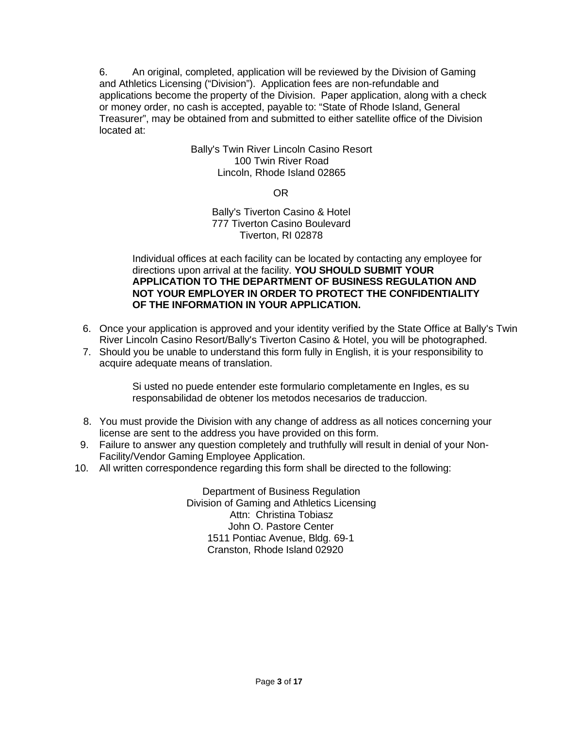6. An original, completed, application will be reviewed by the Division of Gaming and Athletics Licensing ("Division"). Application fees are non-refundable and applications become the property of the Division. Paper application, along with a check or money order, no cash is accepted, payable to: "State of Rhode Island, General Treasurer", may be obtained from and submitted to either satellite office of the Division located at:

Bally's Twin River Lincoln Casino Resort
100 Twin River Road
Lincoln, Rhode Island 02865

OR

Bally's Tiverton Casino & Hotel
777 Tiverton Casino Boulevard
Tiverton, RI 02878

Individual offices at each facility can be located by contacting any employee for directions upon arrival at the facility. **YOU SHOULD SUBMIT YOUR APPLICATION TO THE DEPARTMENT OF BUSINESS REGULATION AND NOT YOUR EMPLOYER IN ORDER TO PROTECT THE CONFIDENTIALITY OF THE INFORMATION IN YOUR APPLICATION.**

6. Once your application is approved and your identity verified by the State Office at Bally's Twin River Lincoln Casino Resort/Bally's Tiverton Casino & Hotel, you will be photographed.
7. Should you be unable to understand this form fully in English, it is your responsibility to acquire adequate means of translation.

   Si usted no puede entender este formulario completamente en Ingles, es su responsabilidad de obtener los metodos necesarios de traduccion.

8. You must provide the Division with any change of address as all notices concerning your license are sent to the address you have provided on this form.
9. Failure to answer any question completely and truthfully will result in denial of your Non-Facility/Vendor Gaming Employee Application.
10. All written correspondence regarding this form shall be directed to the following:

Department of Business Regulation
Division of Gaming and Athletics Licensing
Attn: Christina Tobiasz
John O. Pastore Center
1511 Pontiac Avenue, Bldg. 69-1
Cranston, Rhode Island 02920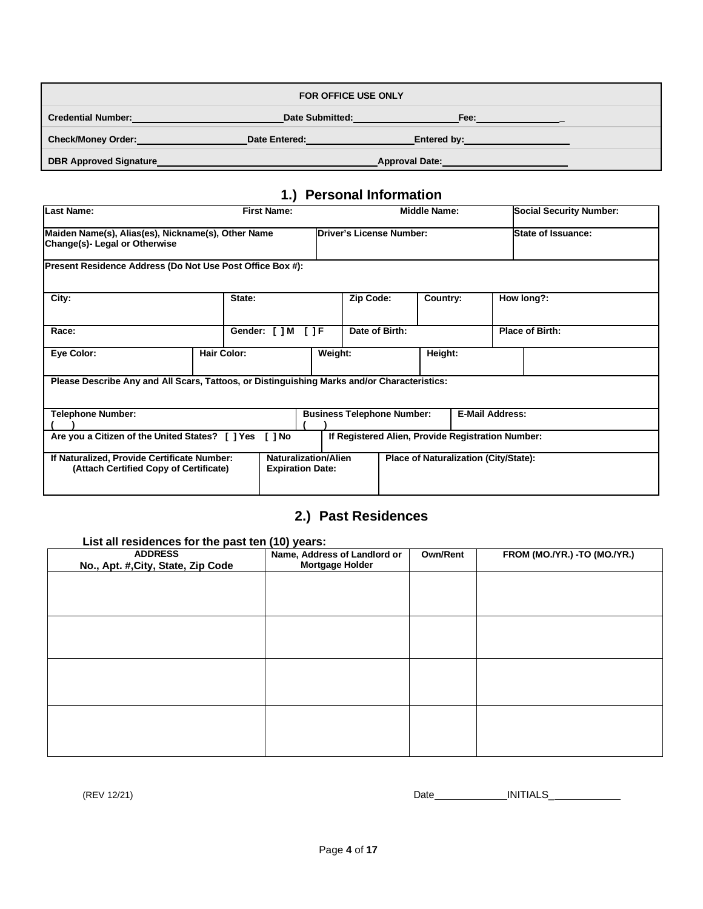| FOR OFFICE USE ONLY | | |
|---|---|---|
| Credential Number:\_\_\_\_\_\_\_\_\_\_\_\_\_\_\_\_\_\_\_\_ | Date Submitted:\_\_\_\_\_\_\_\_\_\_\_\_\_\_\_\_\_\_\_\_ | Fee:\_\_\_\_\_\_\_\_\_\_\_\_\_\_\_\_\_\_\_\_ |
| Check/Money Order:\_\_\_\_\_\_\_\_\_\_\_\_\_\_\_\_\_\_\_\_ | Date Entered:\_\_\_\_\_\_\_\_\_\_\_\_\_\_\_\_\_\_\_\_ | Entered by:\_\_\_\_\_\_\_\_\_\_\_\_\_\_\_\_\_\_\_\_ |
| DBR Approved Signature\_\_\_\_\_\_\_\_\_\_\_\_\_\_\_\_\_\_\_\_ | | Approval Date:\_\_\_\_\_\_\_\_\_\_\_\_\_\_\_\_\_\_\_\_ |

## 1.) Personal Information

| Last Name: | First Name: | Middle Name: | Social Security Number: |
|---|---|---|---|
| Maiden Name(s), Alias(es), Nickname(s), Other Name Change(s)- Legal or Otherwise | Driver's License Number: | | State of Issuance: |
| Present Residence Address (Do Not Use Post Office Box #): | | | |

| City: | State: | Zip Code: | Country: | How long?: |
|---|---|---|---|---|
| Race: | Gender: [ ] M [ ] F | Date of Birth: | | Place of Birth: |

| Eye Color: | Hair Color: | Weight: | Height: | |
|---|---|---|---|---|
| Please Describe Any and All Scars, Tattoos, or Distinguishing Marks and/or Characteristics: | | | | |

| Telephone Number: ( ) | Business Telephone Number: ( ) | E-Mail Address: |
|---|---|---|
| Are you a Citizen of the United States? [ ] Yes [ ] No | If Registered Alien, Provide Registration Number: | |

| If Naturalized, Provide Certificate Number: (Attach Certified Copy of Certificate) | Naturalization/Alien Expiration Date: | Place of Naturalization (City/State): |
|---|---|---|
| | | |

## 2.) Past Residences

**List all residences for the past ten (10) years:**

| ADDRESS No., Apt. #,City, State, Zip Code | Name, Address of Landlord or Mortgage Holder | Own/Rent | FROM (MO./YR.) -TO (MO./YR.) |
|---|---|---|---|
| | | | |
| | | | |
| | | | |
| | | | |

(REV 12/21)

Date\_\_\_\_\_\_\_\_\_\_\_\_\_\_INITIALS\_\_\_\_\_\_\_\_\_\_\_\_\_\_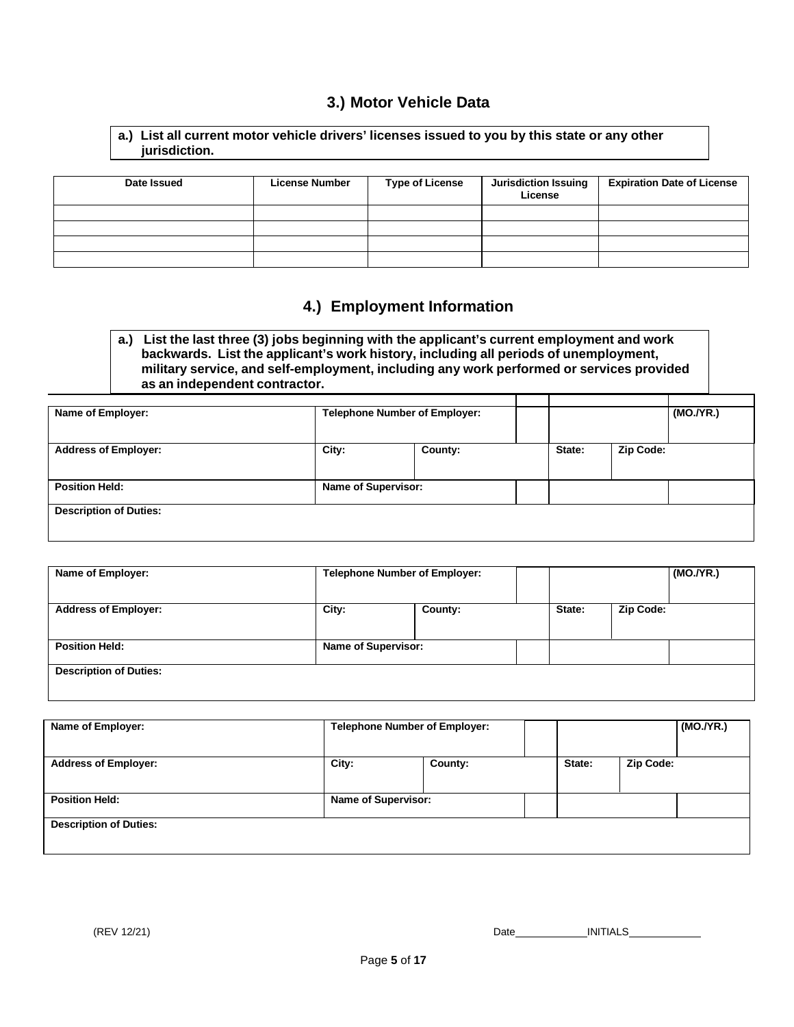## 3.) Motor Vehicle Data

**a.) List all current motor vehicle drivers' licenses issued to you by this state or any other jurisdiction.**

| Date Issued | License Number | Type of License | Jurisdiction Issuing License | Expiration Date of License |
|---|---|---|---|---|
| | | | | |
| | | | | |
| | | | | |
| | | | | |

## 4.) Employment Information

**a.) List the last three (3) jobs beginning with the applicant's current employment and work backwards. List the applicant's work history, including all periods of unemployment, military service, and self-employment, including any work performed or services provided as an independent contractor.**

| Name of Employer: | Telephone Number of Employer: | | | | | (MO./YR.) |
|---|---|---|---|---|---|---|
| **Address of Employer:** | **City:** | **County:** | | **State:** | **Zip Code:** | |
| **Position Held:** | **Name of Supervisor:** | | | | | |
| **Description of Duties:** | | | | | | |

| Name of Employer: | Telephone Number of Employer: | | | | | (MO./YR.) |
|---|---|---|---|---|---|---|
| **Address of Employer:** | **City:** | **County:** | | **State:** | **Zip Code:** | |
| **Position Held:** | **Name of Supervisor:** | | | | | |
| **Description of Duties:** | | | | | | |

| Name of Employer: | Telephone Number of Employer: | | | | | (MO./YR.) |
|---|---|---|---|---|---|---|
| **Address of Employer:** | **City:** | **County:** | | **State:** | **Zip Code:** | |
| **Position Held:** | **Name of Supervisor:** | | | | | |
| **Description of Duties:** | | | | | | |

(REV 12/21) Date____________INITIALS____________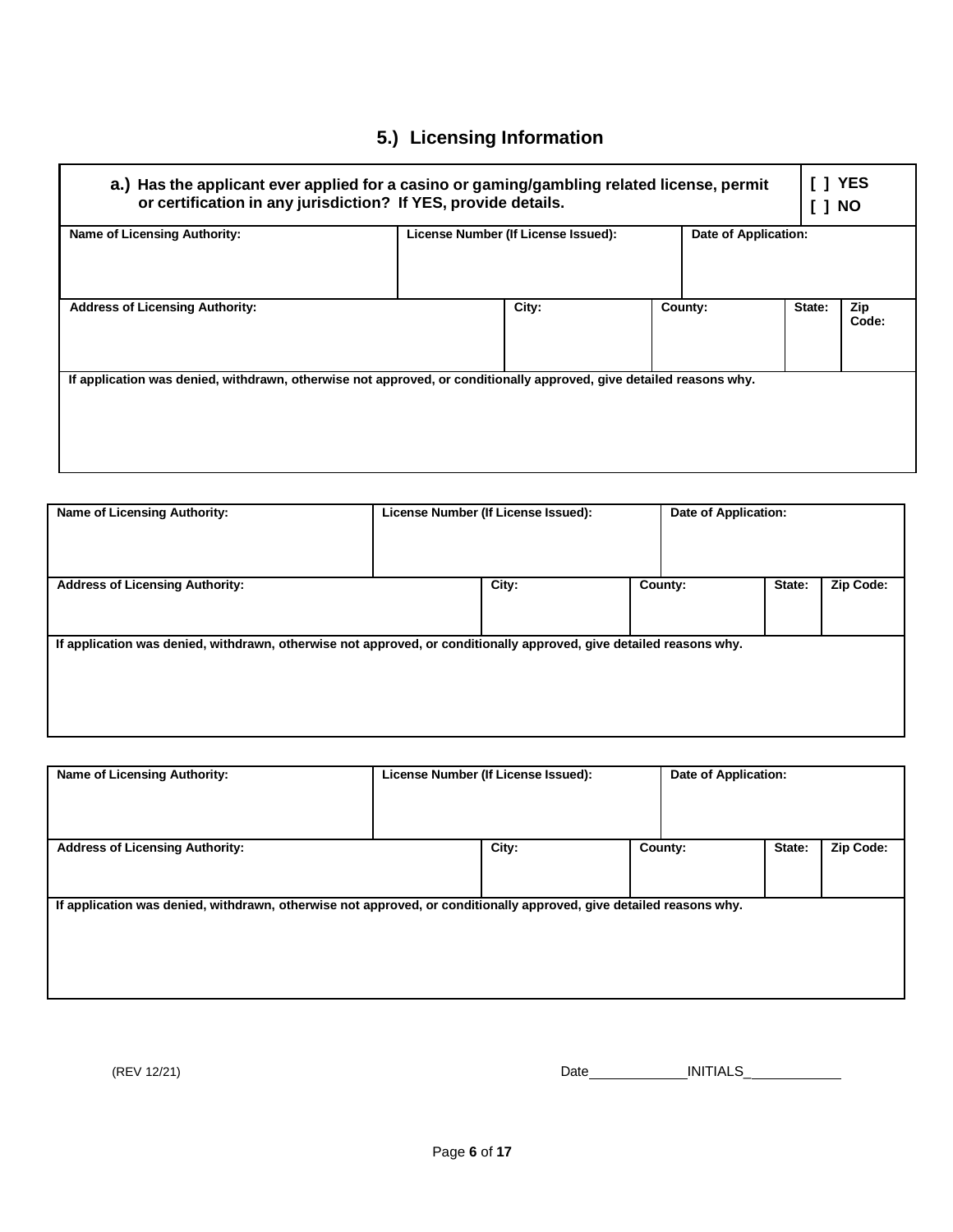## 5.) Licensing Information

| a.) Has the applicant ever applied for a casino or gaming/gambling related license, permit or certification in any jurisdiction? If YES, provide details. | | | | | [ ] YES<br>[ ] NO |
|---|---|---|---|---|---|
| Name of Licensing Authority: | License Number (If License Issued): | | Date of Application: | | |
| Address of Licensing Authority: | City: | County: | | State: | Zip Code: |
| If application was denied, withdrawn, otherwise not approved, or conditionally approved, give detailed reasons why. | | | | | |

| Name of Licensing Authority: | License Number (If License Issued): | | Date of Application: | | |
|---|---|---|---|---|---|
| Address of Licensing Authority: | City: | County: | | State: | Zip Code: |
| If application was denied, withdrawn, otherwise not approved, or conditionally approved, give detailed reasons why. | | | | | |

| Name of Licensing Authority: | License Number (If License Issued): | | Date of Application: | | |
|---|---|---|---|---|---|
| Address of Licensing Authority: | City: | County: | | State: | Zip Code: |
| If application was denied, withdrawn, otherwise not approved, or conditionally approved, give detailed reasons why. | | | | | |

(REV 12/21)

Date____________ INITIALS____________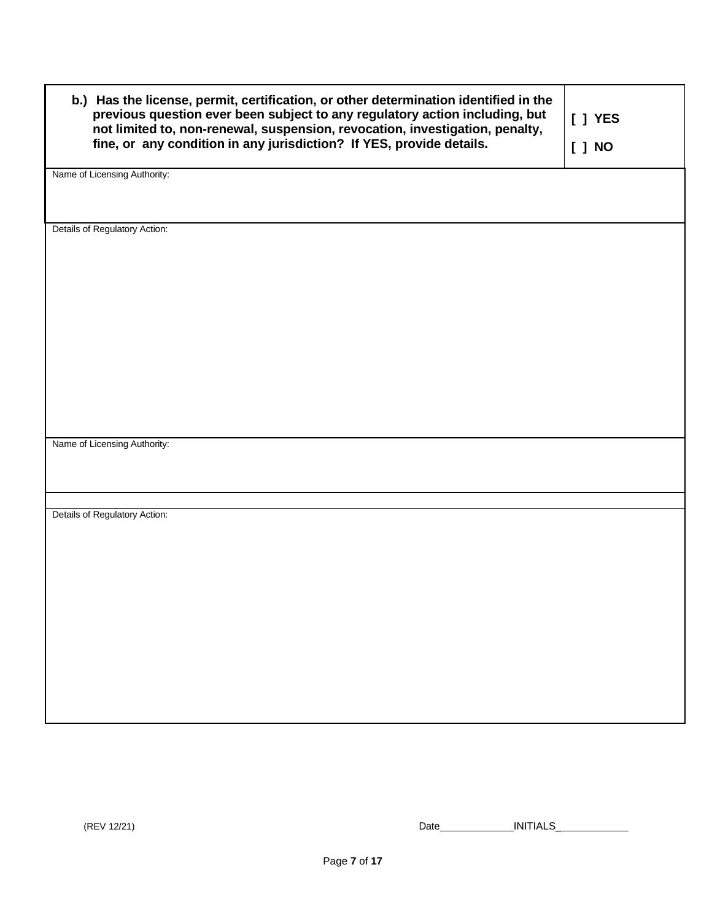| **b.) Has the license, permit, certification, or other determination identified in the previous question ever been subject to any regulatory action including, but not limited to, non-renewal, suspension, revocation, investigation, penalty, fine, or any condition in any jurisdiction? If YES, provide details.** | **[ ] YES**<br><br>**[ ] NO** |
|---|---|

Name of Licensing Authority:

Details of Regulatory Action:

Name of Licensing Authority:

Details of Regulatory Action:

(REV 12/21)

Date\_\_\_\_\_\_\_\_\_\_\_\_\_INITIALS\_\_\_\_\_\_\_\_\_\_\_\_\_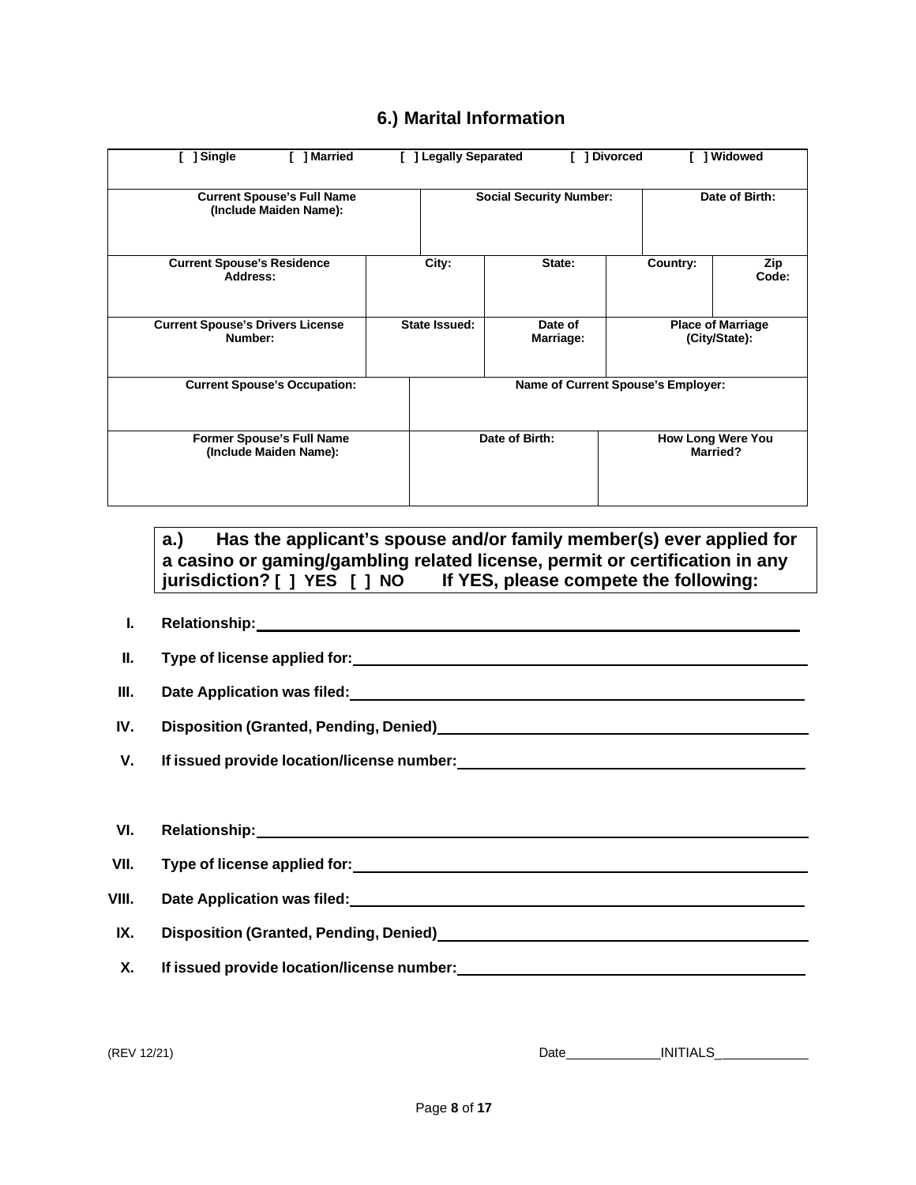## 6.) Marital Information

| [ ] Single | [ ] Married | [ ] Legally Separated | [ ] Divorced | [ ] Widowed |
|---|---|---|---|---|
| **Current Spouse's Full Name (Include Maiden Name):** | | **Social Security Number:** | | **Date of Birth:** |
| **Current Spouse's Residence Address:** | **City:** | **State:** | **Country:** | **Zip Code:** |
| **Current Spouse's Drivers License Number:** | **State Issued:** | **Date of Marriage:** | **Place of Marriage (City/State):** | |
| **Current Spouse's Occupation:** | **Name of Current Spouse's Employer:** | | | |
| **Former Spouse's Full Name (Include Maiden Name):** | **Date of Birth:** | | **How Long Were You Married?** | |

**a.) Has the applicant's spouse and/or family member(s) ever applied for a casino or gaming/gambling related license, permit or certification in any jurisdiction? [ ] YES [ ] NO If YES, please compete the following:**

- **I. Relationship:** ______________________________
- **II. Type of license applied for:** ______________________________
- **III. Date Application was filed:** ______________________________
- **IV. Disposition (Granted, Pending, Denied)** ______________________________
- **V. If issued provide location/license number:** ______________________________

- **VI. Relationship:** ______________________________
- **VII. Type of license applied for:** ______________________________
- **VIII. Date Application was filed:** ______________________________
- **IX. Disposition (Granted, Pending, Denied)** ______________________________
- **X. If issued provide location/license number:** ______________________________

(REV 12/21) Date____________ INITIALS____________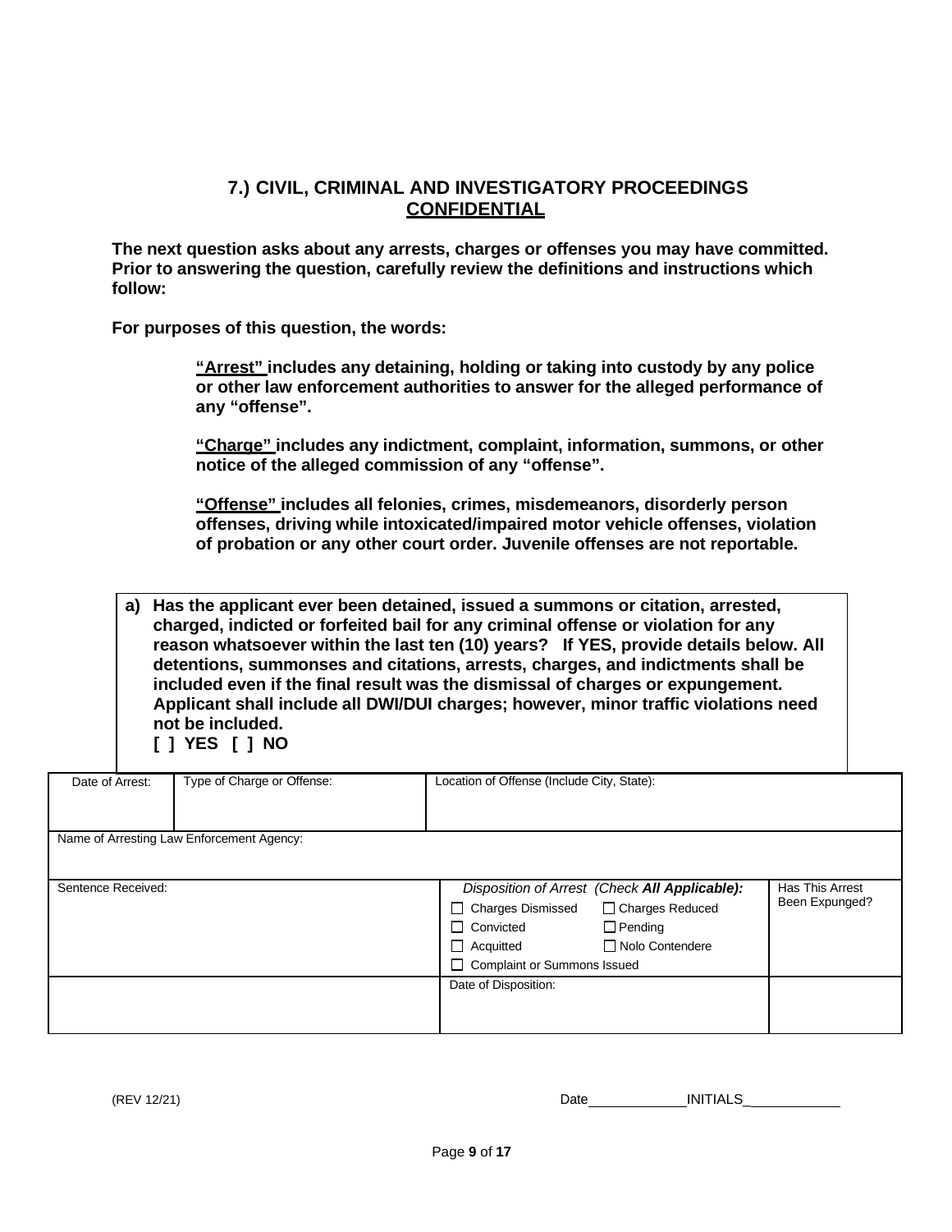## 7.) CIVIL, CRIMINAL AND INVESTIGATORY PROCEEDINGS
## CONFIDENTIAL

**The next question asks about any arrests, charges or offenses you may have committed. Prior to answering the question, carefully review the definitions and instructions which follow:**

**For purposes of this question, the words:**

> **"Arrest" includes any detaining, holding or taking into custody by any police or other law enforcement authorities to answer for the alleged performance of any "offense".**
>
> **"Charge" includes any indictment, complaint, information, summons, or other notice of the alleged commission of any "offense".**
>
> **"Offense" includes all felonies, crimes, misdemeanors, disorderly person offenses, driving while intoxicated/impaired motor vehicle offenses, violation of probation or any other court order. Juvenile offenses are not reportable.**

**a) Has the applicant ever been detained, issued a summons or citation, arrested, charged, indicted or forfeited bail for any criminal offense or violation for any reason whatsoever within the last ten (10) years? If YES, provide details below. All detentions, summonses and citations, arrests, charges, and indictments shall be included even if the final result was the dismissal of charges or expungement. Applicant shall include all DWI/DUI charges; however, minor traffic violations need not be included.**
**[ ] YES [ ] NO**

| Date of Arrest: | Type of Charge or Offense: | Location of Offense (Include City, State): | |
|---|---|---|---|
| Name of Arresting Law Enforcement Agency: | | | |
| Sentence Received: | | *Disposition of Arrest (Check **All Applicable**):* ☐ Charges Dismissed ☐ Charges Reduced ☐ Convicted ☐ Pending ☐ Acquitted ☐ Nolo Contendere ☐ Complaint or Summons Issued | Has This Arrest Been Expunged? |
| | | Date of Disposition: | |

Date\_\_\_\_\_\_\_\_\_\_\_\_ INITIALS\_\_\_\_\_\_\_\_\_\_\_\_

(REV 12/21)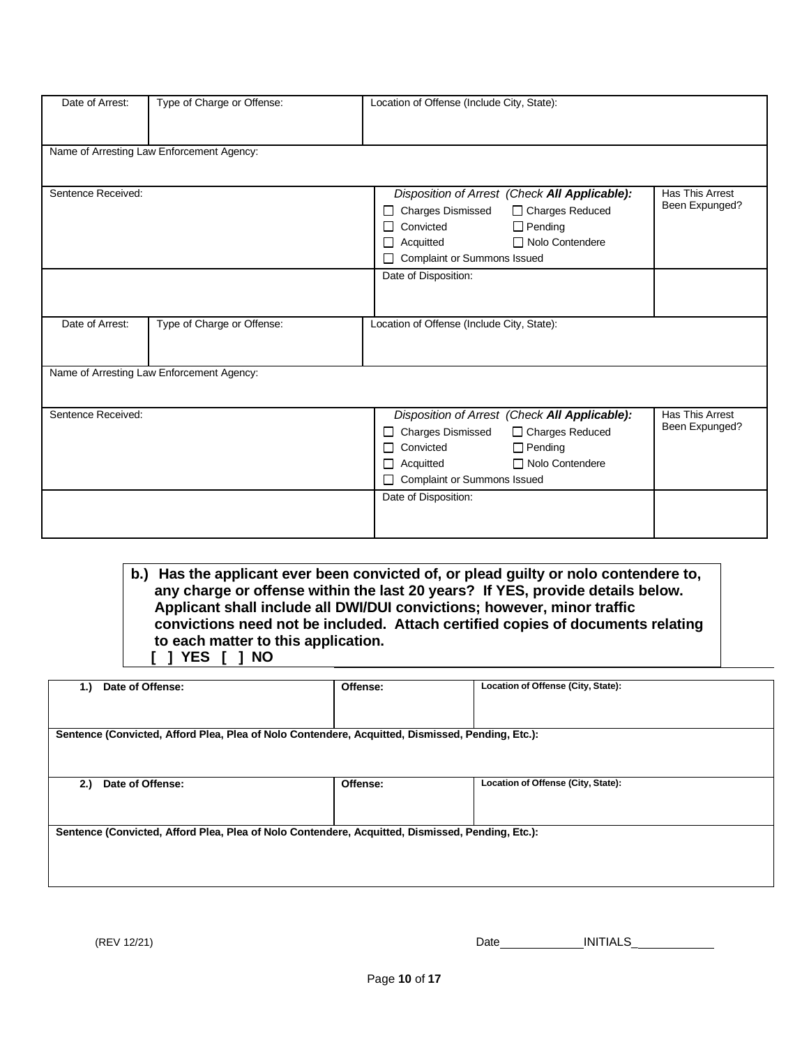| Date of Arrest: | Type of Charge or Offense: | Location of Offense (Include City, State): | |
|---|---|---|---|
| Name of Arresting Law Enforcement Agency: | | | |
| Sentence Received: | | *Disposition of Arrest (Check **All Applicable**):* ☐ Charges Dismissed ☐ Charges Reduced ☐ Convicted ☐ Pending ☐ Acquitted ☐ Nolo Contendere ☐ Complaint or Summons Issued | Has This Arrest Been Expunged? |
| | | Date of Disposition: | |

| Date of Arrest: | Type of Charge or Offense: | Location of Offense (Include City, State): | |
|---|---|---|---|
| Name of Arresting Law Enforcement Agency: | | | |
| Sentence Received: | | *Disposition of Arrest (Check **All Applicable**):* ☐ Charges Dismissed ☐ Charges Reduced ☐ Convicted ☐ Pending ☐ Acquitted ☐ Nolo Contendere ☐ Complaint or Summons Issued | Has This Arrest Been Expunged? |
| | | Date of Disposition: | |

**b.) Has the applicant ever been convicted of, or plead guilty or nolo contendere to, any charge or offense within the last 20 years? If YES, provide details below. Applicant shall include all DWI/DUI convictions; however, minor traffic convictions need not be included. Attach certified copies of documents relating to each matter to this application.**
**[ ] YES [ ] NO**

| **1.) Date of Offense:** | **Offense:** | **Location of Offense (City, State):** |
|---|---|---|
| **Sentence (Convicted, Afford Plea, Plea of Nolo Contendere, Acquitted, Dismissed, Pending, Etc.):** | | |
| **2.) Date of Offense:** | **Offense:** | **Location of Offense (City, State):** |
| **Sentence (Convicted, Afford Plea, Plea of Nolo Contendere, Acquitted, Dismissed, Pending, Etc.):** | | |

(REV 12/21) Date\_\_\_\_\_\_\_\_\_\_\_\_ INITIALS\_\_\_\_\_\_\_\_\_\_\_\_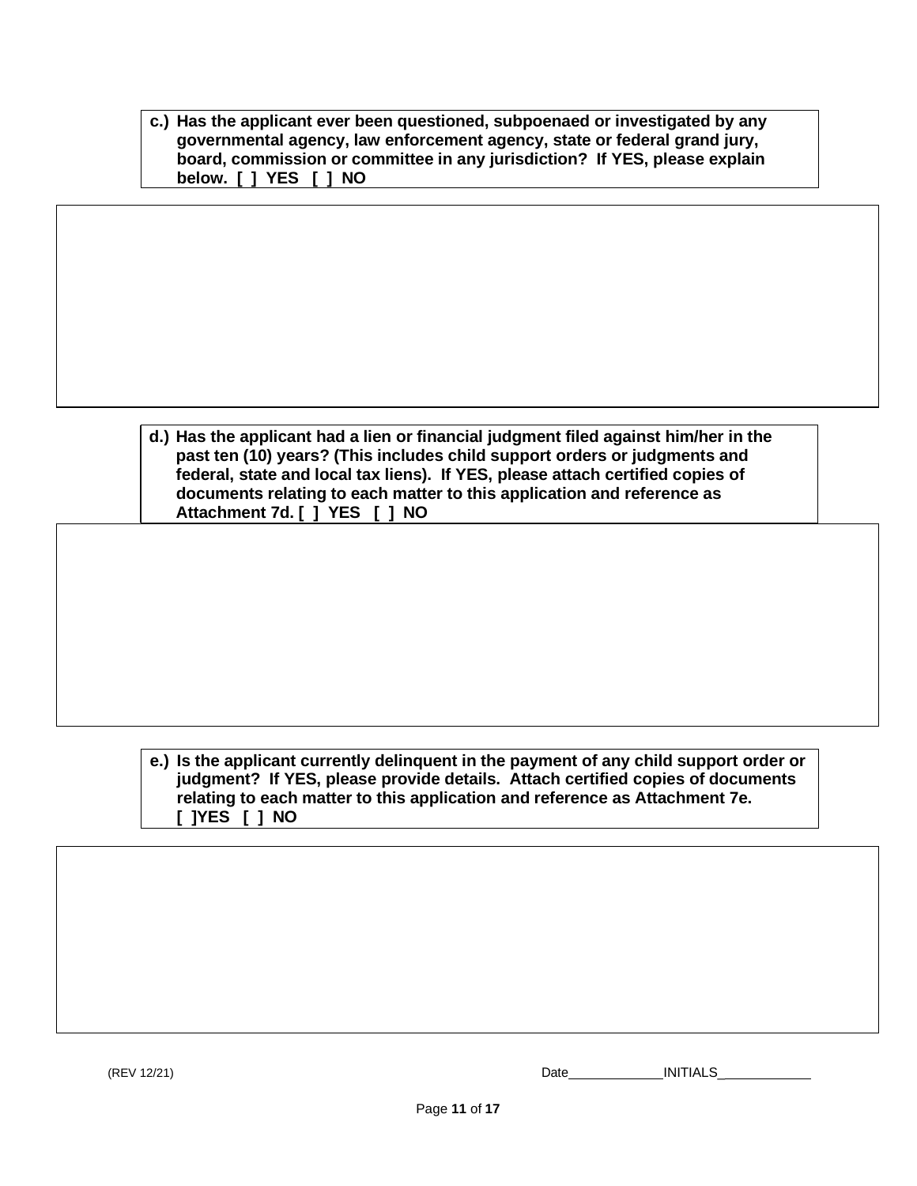**c.) Has the applicant ever been questioned, subpoenaed or investigated by any governmental agency, law enforcement agency, state or federal grand jury, board, commission or committee in any jurisdiction? If YES, please explain below. [ ] YES [ ] NO**

**d.) Has the applicant had a lien or financial judgment filed against him/her in the past ten (10) years? (This includes child support orders or judgments and federal, state and local tax liens). If YES, please attach certified copies of documents relating to each matter to this application and reference as Attachment 7d. [ ] YES [ ] NO**

**e.) Is the applicant currently delinquent in the payment of any child support order or judgment? If YES, please provide details. Attach certified copies of documents relating to each matter to this application and reference as Attachment 7e. [ ]YES [ ] NO**

(REV 12/21) Date\_\_\_\_\_\_\_\_\_\_\_\_ INITIALS\_\_\_\_\_\_\_\_\_\_\_\_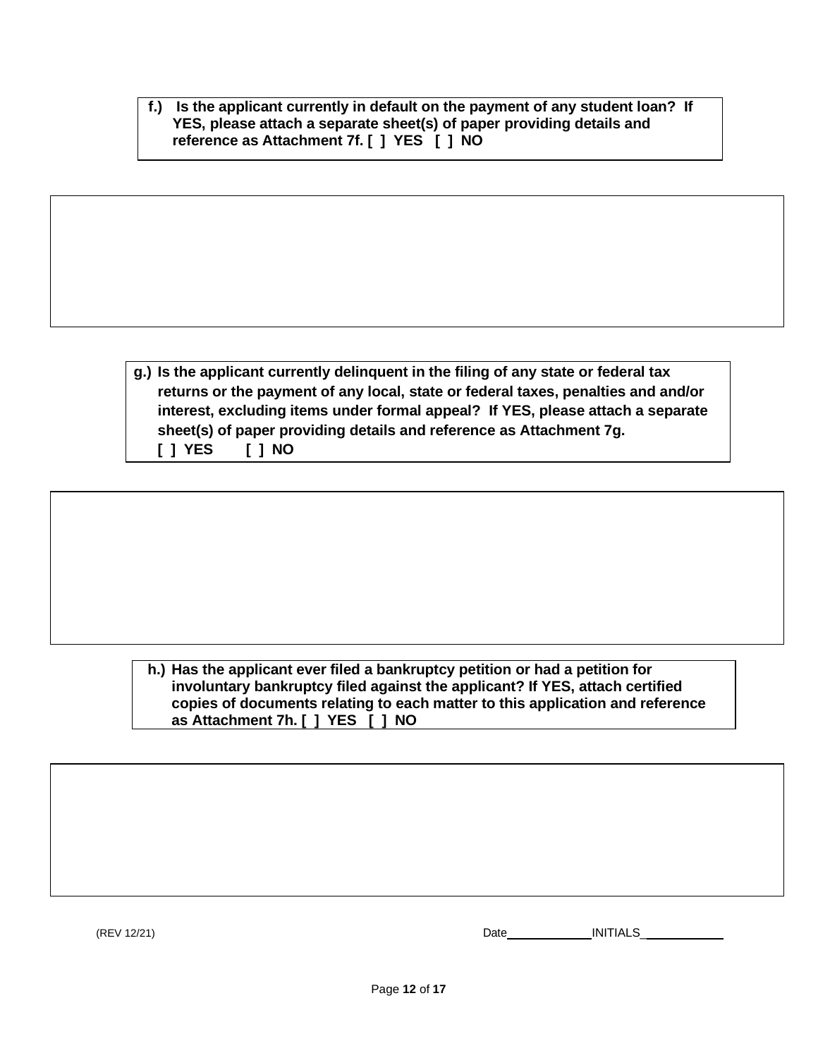**f.) Is the applicant currently in default on the payment of any student loan? If YES, please attach a separate sheet(s) of paper providing details and reference as Attachment 7f. [ ] YES [ ] NO**

**g.) Is the applicant currently delinquent in the filing of any state or federal tax returns or the payment of any local, state or federal taxes, penalties and and/or interest, excluding items under formal appeal? If YES, please attach a separate sheet(s) of paper providing details and reference as Attachment 7g.**
**[ ] YES [ ] NO**

**h.) Has the applicant ever filed a bankruptcy petition or had a petition for involuntary bankruptcy filed against the applicant? If YES, attach certified copies of documents relating to each matter to this application and reference as Attachment 7h. [ ] YES [ ] NO**

(REV 12/21) Date____________ INITIALS____________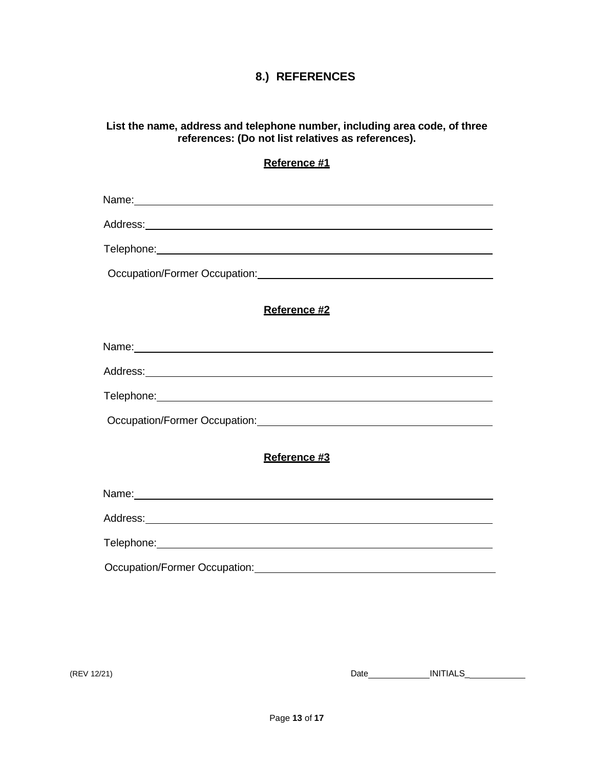## 8.) REFERENCES

**List the name, address and telephone number, including area code, of three references: (Do not list relatives as references).**

**Reference #1**

Name: ______________________________

Address: ______________________________

Telephone: ______________________________

Occupation/Former Occupation: ______________________________

**Reference #2**

Name: ______________________________

Address: ______________________________

Telephone: ______________________________

Occupation/Former Occupation: ______________________________

**Reference #3**

Name: ______________________________

Address: ______________________________

Telephone: ______________________________

Occupation/Former Occupation: ______________________________

(REV 12/21) Date____________ INITIALS____________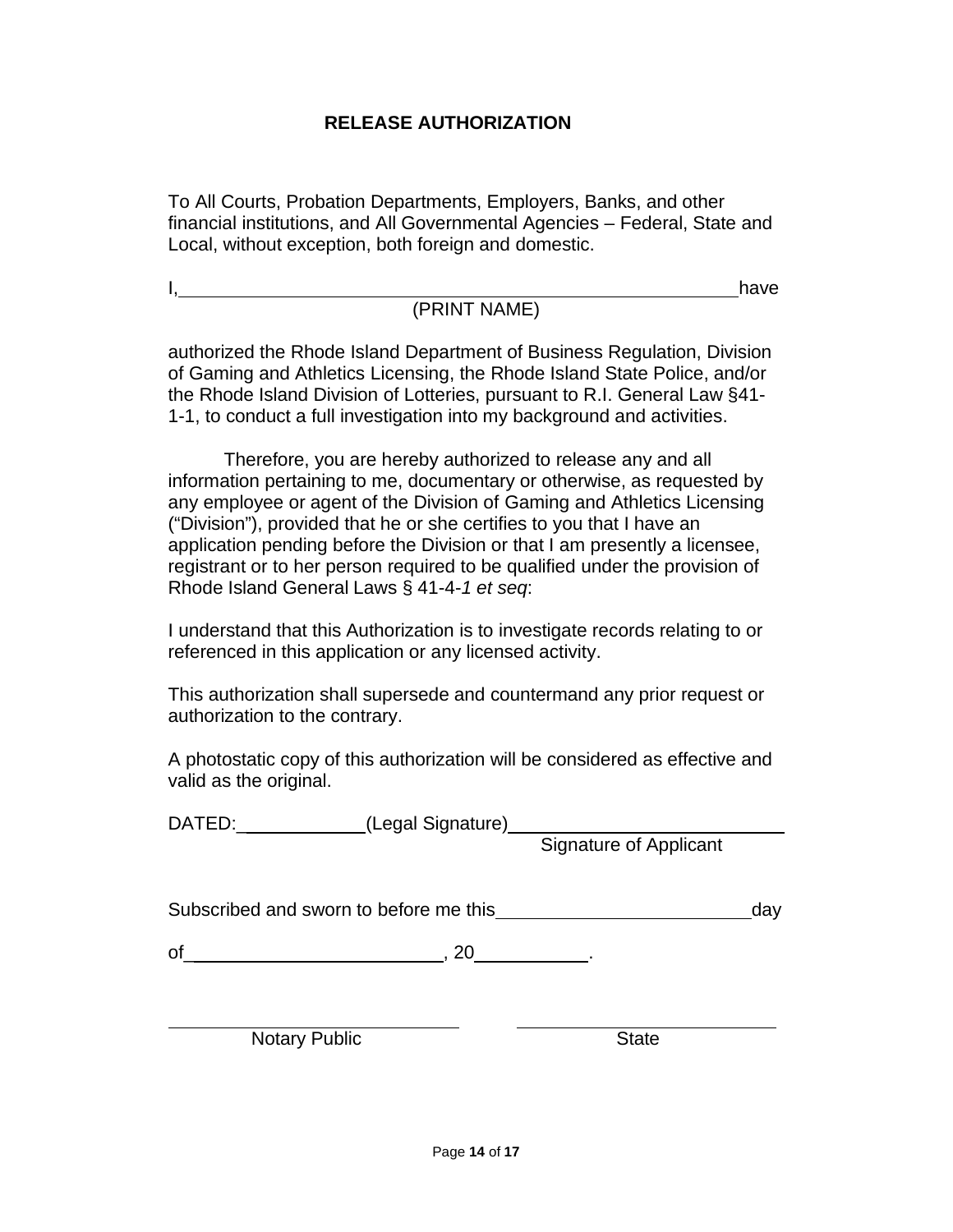## RELEASE AUTHORIZATION

To All Courts, Probation Departments, Employers, Banks, and other financial institutions, and All Governmental Agencies – Federal, State and Local, without exception, both foreign and domestic.

I,\_\_\_\_\_\_\_\_\_\_\_\_\_\_\_\_\_\_\_\_\_\_\_\_\_\_\_\_\_\_\_\_\_\_\_\_\_\_\_\_\_\_\_\_\_\_\_\_\_\_\_\_\_\_have
(PRINT NAME)

authorized the Rhode Island Department of Business Regulation, Division of Gaming and Athletics Licensing, the Rhode Island State Police, and/or the Rhode Island Division of Lotteries, pursuant to R.I. General Law §41-1-1, to conduct a full investigation into my background and activities.

Therefore, you are hereby authorized to release any and all information pertaining to me, documentary or otherwise, as requested by any employee or agent of the Division of Gaming and Athletics Licensing ("Division"), provided that he or she certifies to you that I have an application pending before the Division or that I am presently a licensee, registrant or to her person required to be qualified under the provision of Rhode Island General Laws § 41-4-*1 et seq*:

I understand that this Authorization is to investigate records relating to or referenced in this application or any licensed activity.

This authorization shall supersede and countermand any prior request or authorization to the contrary.

A photostatic copy of this authorization will be considered as effective and valid as the original.

DATED:\_\_\_\_\_\_\_\_\_\_\_\_\_(Legal Signature)\_\_\_\_\_\_\_\_\_\_\_\_\_\_\_\_\_\_\_\_\_\_\_\_\_\_\_\_
Signature of Applicant

Subscribed and sworn to before me this\_\_\_\_\_\_\_\_\_\_\_\_\_\_\_\_\_\_\_\_\_\_\_\_\_\_day

of\_\_\_\_\_\_\_\_\_\_\_\_\_\_\_\_\_\_\_\_\_\_\_\_\_\_, 20\_\_\_\_\_\_\_\_\_\_\_.

\_\_\_\_\_\_\_\_\_\_\_\_\_\_\_\_\_\_\_\_\_\_\_\_\_\_\_\_ \_\_\_\_\_\_\_\_\_\_\_\_\_\_\_\_\_\_\_\_\_\_\_\_\_\_\_\_
Notary Public State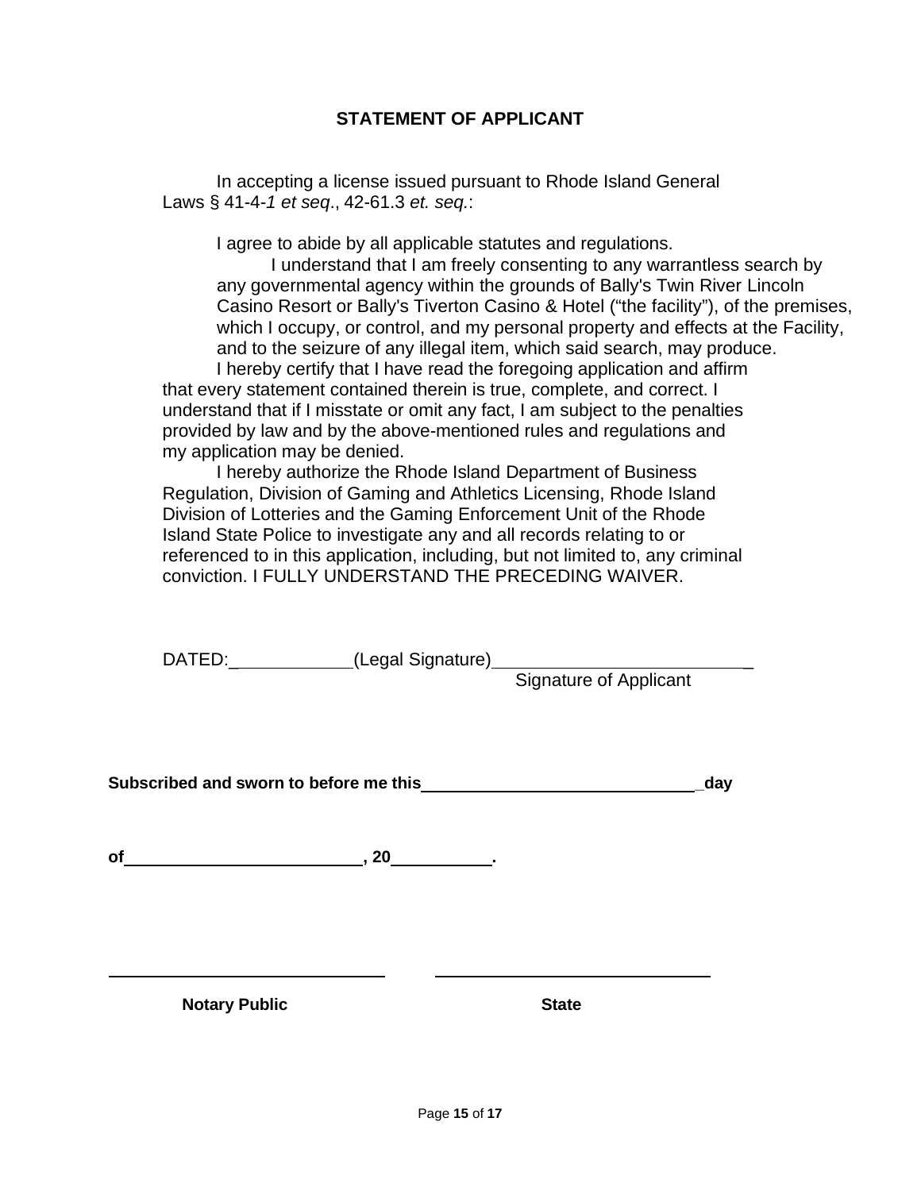## STATEMENT OF APPLICANT

In accepting a license issued pursuant to Rhode Island General Laws § 41-4-*1 et seq*., 42-61.3 *et. seq.*:

I agree to abide by all applicable statutes and regulations.

I understand that I am freely consenting to any warrantless search by any governmental agency within the grounds of Bally's Twin River Lincoln Casino Resort or Bally's Tiverton Casino & Hotel ("the facility"), of the premises, which I occupy, or control, and my personal property and effects at the Facility, and to the seizure of any illegal item, which said search, may produce.

I hereby certify that I have read the foregoing application and affirm that every statement contained therein is true, complete, and correct. I understand that if I misstate or omit any fact, I am subject to the penalties provided by law and by the above-mentioned rules and regulations and my application may be denied.

I hereby authorize the Rhode Island Department of Business Regulation, Division of Gaming and Athletics Licensing, Rhode Island Division of Lotteries and the Gaming Enforcement Unit of the Rhode Island State Police to investigate any and all records relating to or referenced to in this application, including, but not limited to, any criminal conviction. I FULLY UNDERSTAND THE PRECEDING WAIVER.

DATED:_____________ (Legal Signature)__________________________
Signature of Applicant

**Subscribed and sworn to before me this______________________________day**

**of__________________________, 20___________.**

______________________________ ______________________________

**Notary Public** **State**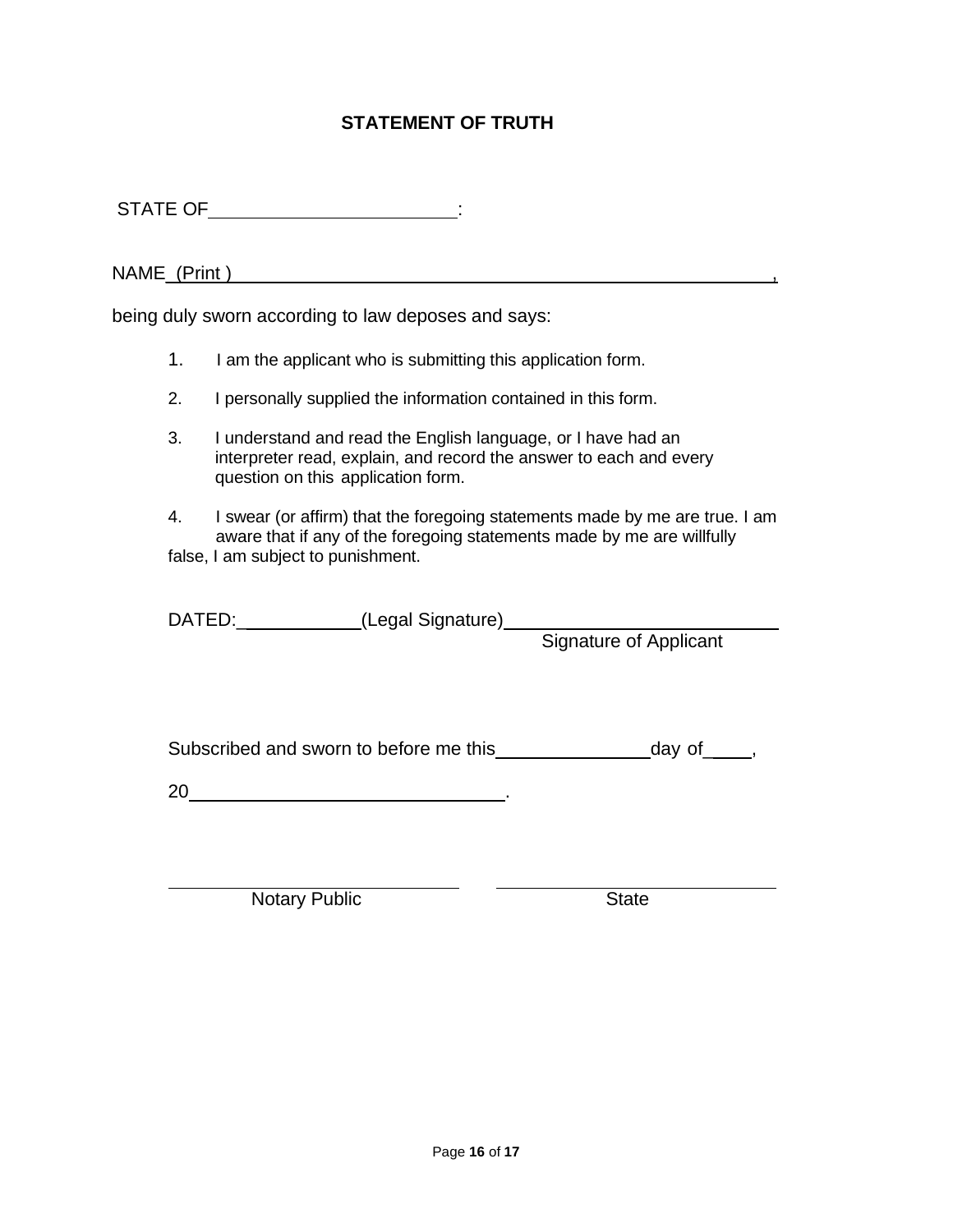**STATEMENT OF TRUTH**

STATE OF________________________:

NAME (Print )___________________________________________________________,

being duly sworn according to law deposes and says:

1. I am the applicant who is submitting this application form.
2. I personally supplied the information contained in this form.
3. I understand and read the English language, or I have had an interpreter read, explain, and record the answer to each and every question on this application form.
4. I swear (or affirm) that the foregoing statements made by me are true. I am aware that if any of the foregoing statements made by me are willfully false, I am subject to punishment.

DATED:____________(Legal Signature)__________________________
Signature of Applicant

Subscribed and sworn to before me this_______________day of_____,

20_______________________________.

______________________________ ______________________________
Notary Public State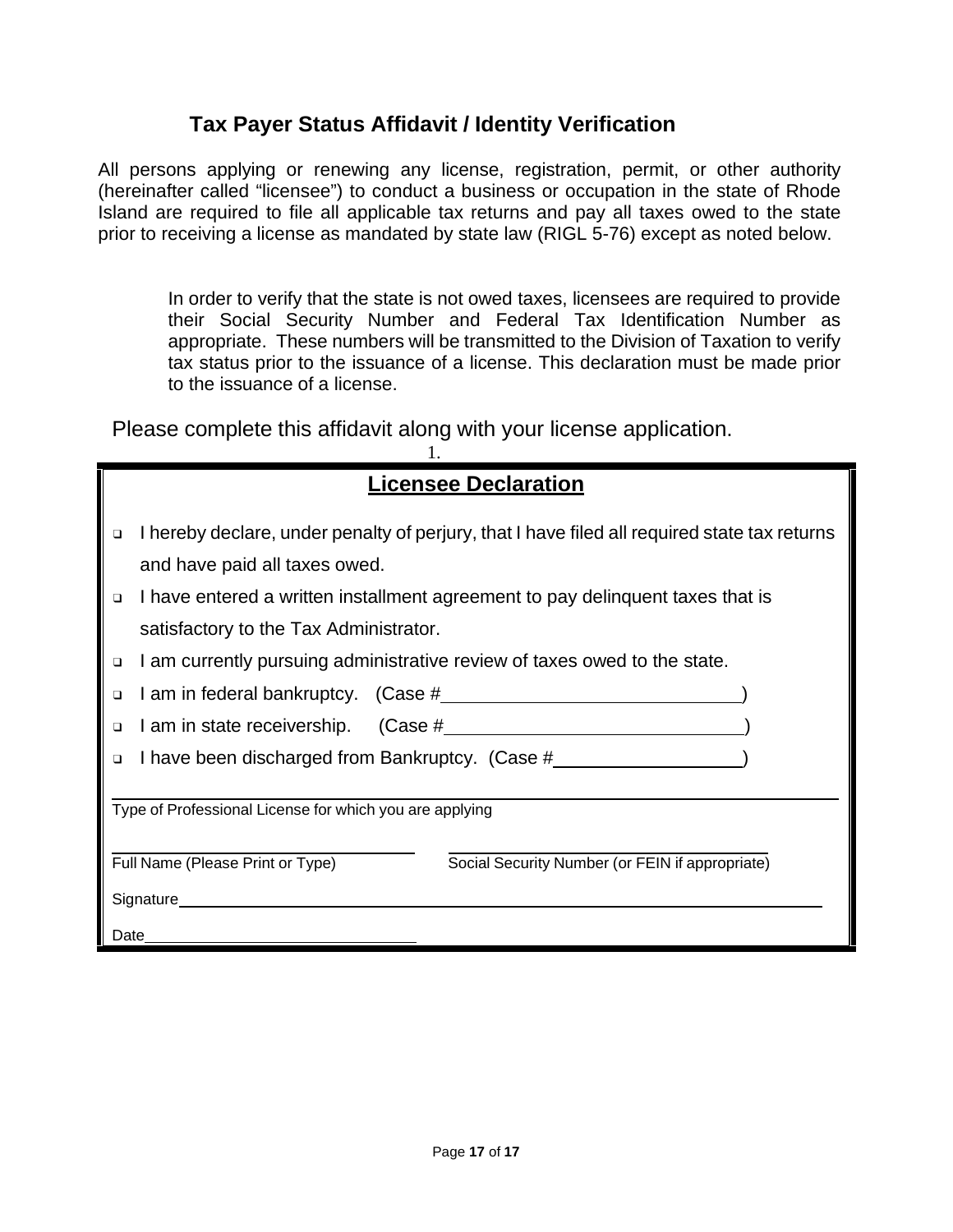## Tax Payer Status Affidavit / Identity Verification

All persons applying or renewing any license, registration, permit, or other authority (hereinafter called "licensee") to conduct a business or occupation in the state of Rhode Island are required to file all applicable tax returns and pay all taxes owed to the state prior to receiving a license as mandated by state law (RIGL 5-76) except as noted below.

> In order to verify that the state is not owed taxes, licensees are required to provide their Social Security Number and Federal Tax Identification Number as appropriate. These numbers will be transmitted to the Division of Taxation to verify tax status prior to the issuance of a license. This declaration must be made prior to the issuance of a license.

Please complete this affidavit along with your license application.

1.

### Licensee Declaration

- ❑ I hereby declare, under penalty of perjury, that I have filed all required state tax returns and have paid all taxes owed.
- ❑ I have entered a written installment agreement to pay delinquent taxes that is satisfactory to the Tax Administrator.
- ❑ I am currently pursuing administrative review of taxes owed to the state.
- ❑ I am in federal bankruptcy. (Case #\_\_\_\_\_\_\_\_\_\_\_\_\_\_\_\_\_\_\_\_\_\_\_\_\_\_\_\_)
- ❑ I am in state receivership. (Case #\_\_\_\_\_\_\_\_\_\_\_\_\_\_\_\_\_\_\_\_\_\_\_\_\_\_\_\_)
- ❑ I have been discharged from Bankruptcy. (Case #\_\_\_\_\_\_\_\_\_\_\_\_\_\_\_\_\_\_)

\_\_\_\_\_\_\_\_\_\_\_\_\_\_\_\_\_\_\_\_\_\_\_\_\_\_\_\_\_\_\_\_\_\_\_\_\_\_\_\_\_\_\_\_\_\_\_\_\_\_\_\_\_\_\_\_\_\_\_\_\_\_\_\_\_\_
Type of Professional License for which you are applying

\_\_\_\_\_\_\_\_\_\_\_\_\_\_\_\_\_\_\_\_\_\_\_\_\_\_\_\_\_\_\_\_ \_\_\_\_\_\_\_\_\_\_\_\_\_\_\_\_\_\_\_\_\_\_\_\_\_\_\_\_\_\_\_\_
Full Name (Please Print or Type) Social Security Number (or FEIN if appropriate)

Signature\_\_\_\_\_\_\_\_\_\_\_\_\_\_\_\_\_\_\_\_\_\_\_\_\_\_\_\_\_\_\_\_\_\_\_\_\_\_\_\_\_\_\_\_\_\_\_\_\_\_\_\_\_\_\_\_\_\_\_\_

Date\_\_\_\_\_\_\_\_\_\_\_\_\_\_\_\_\_\_\_\_\_\_\_\_\_\_\_\_\_\_